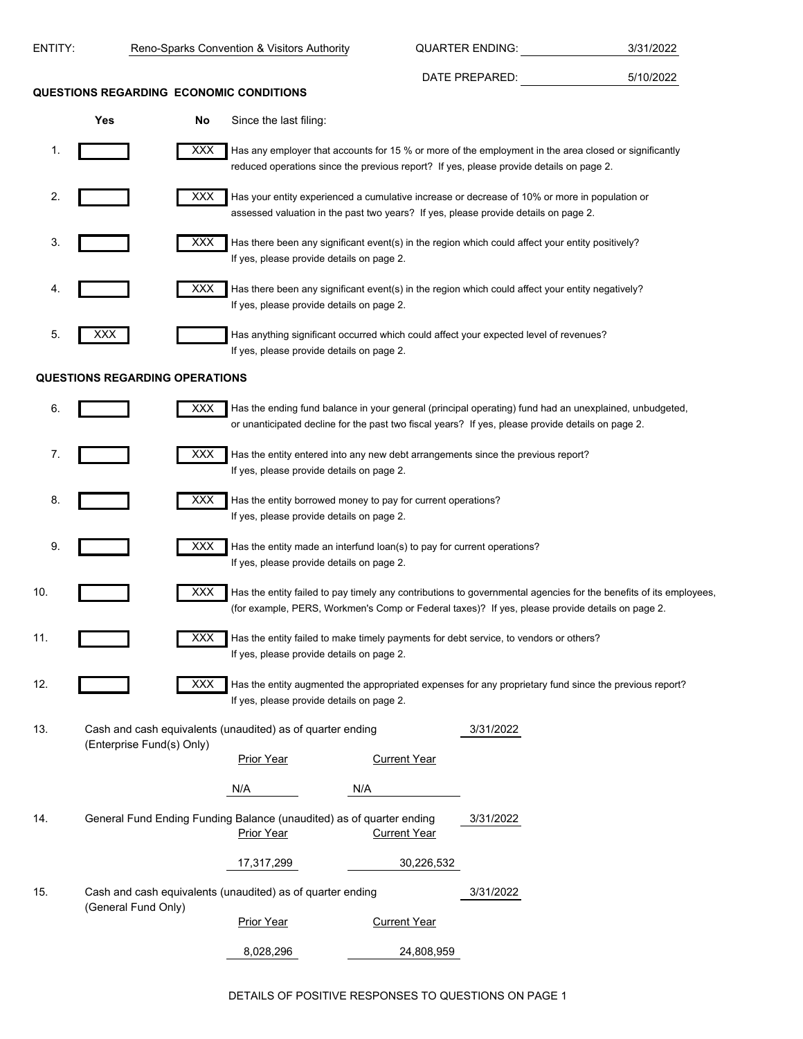ENTITY: Reno-Sparks Convention & Visitors Authority

QUARTER ENDING: 3/31/2022

DATE PREPARED: 5/10/2022

## QUESTIONS REGARDING ECONOMIC CONDITIONS

| | Yes | No | Since the last filing: |
|---|---|---|---|
| 1. | | XXX | Has any employer that accounts for 15 % or more of the employment in the area closed or significantly reduced operations since the previous report? If yes, please provide details on page 2. |
| 2. | | XXX | Has your entity experienced a cumulative increase or decrease of 10% or more in population or assessed valuation in the past two years? If yes, please provide details on page 2. |
| 3. | | XXX | Has there been any significant event(s) in the region which could affect your entity positively? If yes, please provide details on page 2. |
| 4. | | XXX | Has there been any significant event(s) in the region which could affect your entity negatively? If yes, please provide details on page 2. |
| 5. | XXX | | Has anything significant occurred which could affect your expected level of revenues? If yes, please provide details on page 2. |

## QUESTIONS REGARDING OPERATIONS

| | Yes | No | |
|---|---|---|---|
| 6. | | XXX | Has the ending fund balance in your general (principal operating) fund had an unexplained, unbudgeted, or unanticipated decline for the past two fiscal years? If yes, please provide details on page 2. |
| 7. | | XXX | Has the entity entered into any new debt arrangements since the previous report? If yes, please provide details on page 2. |
| 8. | | XXX | Has the entity borrowed money to pay for current operations? If yes, please provide details on page 2. |
| 9. | | XXX | Has the entity made an interfund loan(s) to pay for current operations? If yes, please provide details on page 2. |
| 10. | | XXX | Has the entity failed to pay timely any contributions to governmental agencies for the benefits of its employees, (for example, PERS, Workmen's Comp or Federal taxes)? If yes, please provide details on page 2. |
| 11. | | XXX | Has the entity failed to make timely payments for debt service, to vendors or others? If yes, please provide details on page 2. |
| 12. | | XXX | Has the entity augmented the appropriated expenses for any proprietary fund since the previous report? If yes, please provide details on page 2. |

13. Cash and cash equivalents (unaudited) as of quarter ending 3/31/2022 (Enterprise Fund(s) Only)

| Prior Year | Current Year |
|---|---|
| N/A | N/A |

14. General Fund Ending Funding Balance (unaudited) as of quarter ending 3/31/2022

| Prior Year | Current Year |
|---|---|
| 17,317,299 | 30,226,532 |

15. Cash and cash equivalents (unaudited) as of quarter ending 3/31/2022 (General Fund Only)

| Prior Year | Current Year |
|---|---|
| 8,028,296 | 24,808,959 |

DETAILS OF POSITIVE RESPONSES TO QUESTIONS ON PAGE 1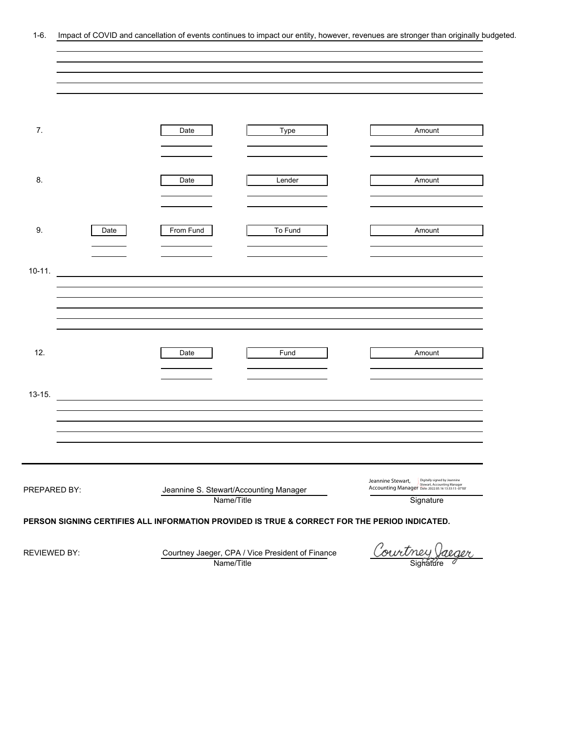1-6. Impact of COVID and cancellation of events continues to impact our entity, however, revenues are stronger than originally budgeted.

7.

| Date | Type | Amount |
|---|---|---|
| | | |
| | | |

8.

| Date | Lender | Amount |
|---|---|---|
| | | |
| | | |

9.

| Date | From Fund | To Fund | Amount |
|---|---|---|---|
| | | | |
| | | | |

10-11.

12.

| Date | Fund | Amount |
|---|---|---|
| | | |
| | | |

13-15.

PREPARED BY: Jeannine S. Stewart/Accounting Manager
Name/Title

Jeannine Stewart, Accounting Manager — Digitally signed by Jeannine Stewart, Accounting Manager Date: 2022.05.16 13:33:15 -07'00'
Signature

**PERSON SIGNING CERTIFIES ALL INFORMATION PROVIDED IS TRUE & CORRECT FOR THE PERIOD INDICATED.**

REVIEWED BY: Courtney Jaeger, CPA / Vice President of Finance
Name/Title

Courtney Jaeger
Signature